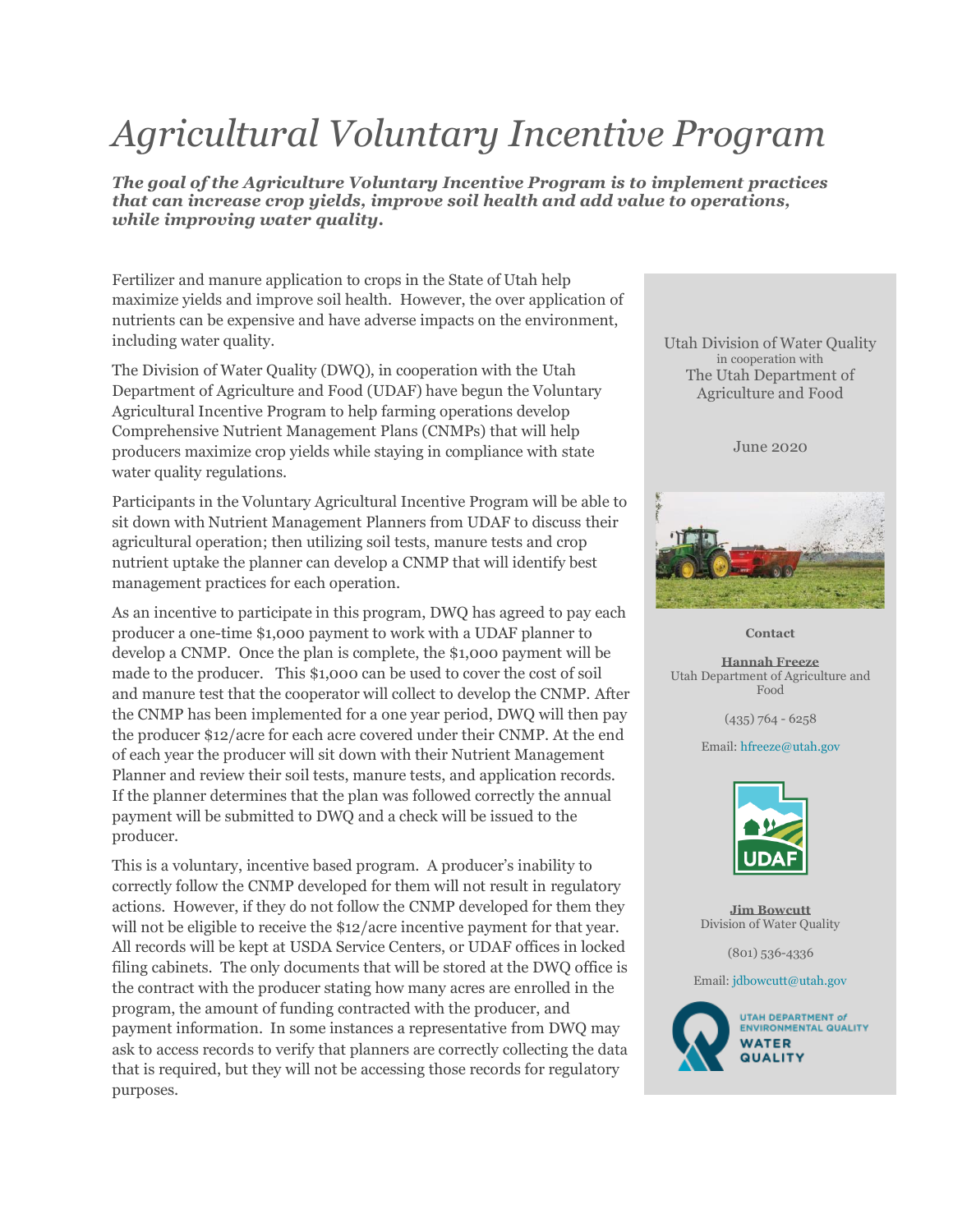# *Agricultural Voluntary Incentive Program*

***The goal of the Agriculture Voluntary Incentive Program is to implement practices that can increase crop yields, improve soil health and add value to operations, while improving water quality.***

Fertilizer and manure application to crops in the State of Utah help maximize yields and improve soil health. However, the over application of nutrients can be expensive and have adverse impacts on the environment, including water quality.

The Division of Water Quality (DWQ), in cooperation with the Utah Department of Agriculture and Food (UDAF) have begun the Voluntary Agricultural Incentive Program to help farming operations develop Comprehensive Nutrient Management Plans (CNMPs) that will help producers maximize crop yields while staying in compliance with state water quality regulations.

Participants in the Voluntary Agricultural Incentive Program will be able to sit down with Nutrient Management Planners from UDAF to discuss their agricultural operation; then utilizing soil tests, manure tests and crop nutrient uptake the planner can develop a CNMP that will identify best management practices for each operation.

As an incentive to participate in this program, DWQ has agreed to pay each producer a one-time $1,000 payment to work with a UDAF planner to develop a CNMP. Once the plan is complete, the $1,000 payment will be made to the producer. This $1,000 can be used to cover the cost of soil and manure test that the cooperator will collect to develop the CNMP. After the CNMP has been implemented for a one year period, DWQ will then pay the producer $12/acre for each acre covered under their CNMP. At the end of each year the producer will sit down with their Nutrient Management Planner and review their soil tests, manure tests, and application records. If the planner determines that the plan was followed correctly the annual payment will be submitted to DWQ and a check will be issued to the producer.

This is a voluntary, incentive based program. A producer's inability to correctly follow the CNMP developed for them will not result in regulatory actions. However, if they do not follow the CNMP developed for them they will not be eligible to receive the $12/acre incentive payment for that year. All records will be kept at USDA Service Centers, or UDAF offices in locked filing cabinets. The only documents that will be stored at the DWQ office is the contract with the producer stating how many acres are enrolled in the program, the amount of funding contracted with the producer, and payment information. In some instances a representative from DWQ may ask to access records to verify that planners are correctly collecting the data that is required, but they will not be accessing those records for regulatory purposes.

Utah Division of Water Quality
in cooperation with
The Utah Department of Agriculture and Food

June 2020

**Contact**

**Hannah Freeze**
Utah Department of Agriculture and Food

(435) 764 - 6258

Email: hfreeze@utah.gov

UDAF

**Jim Bowcutt**
Division of Water Quality

(801) 536-4336

Email: jdbowcutt@utah.gov

UTAH DEPARTMENT of ENVIRONMENTAL QUALITY
WATER QUALITY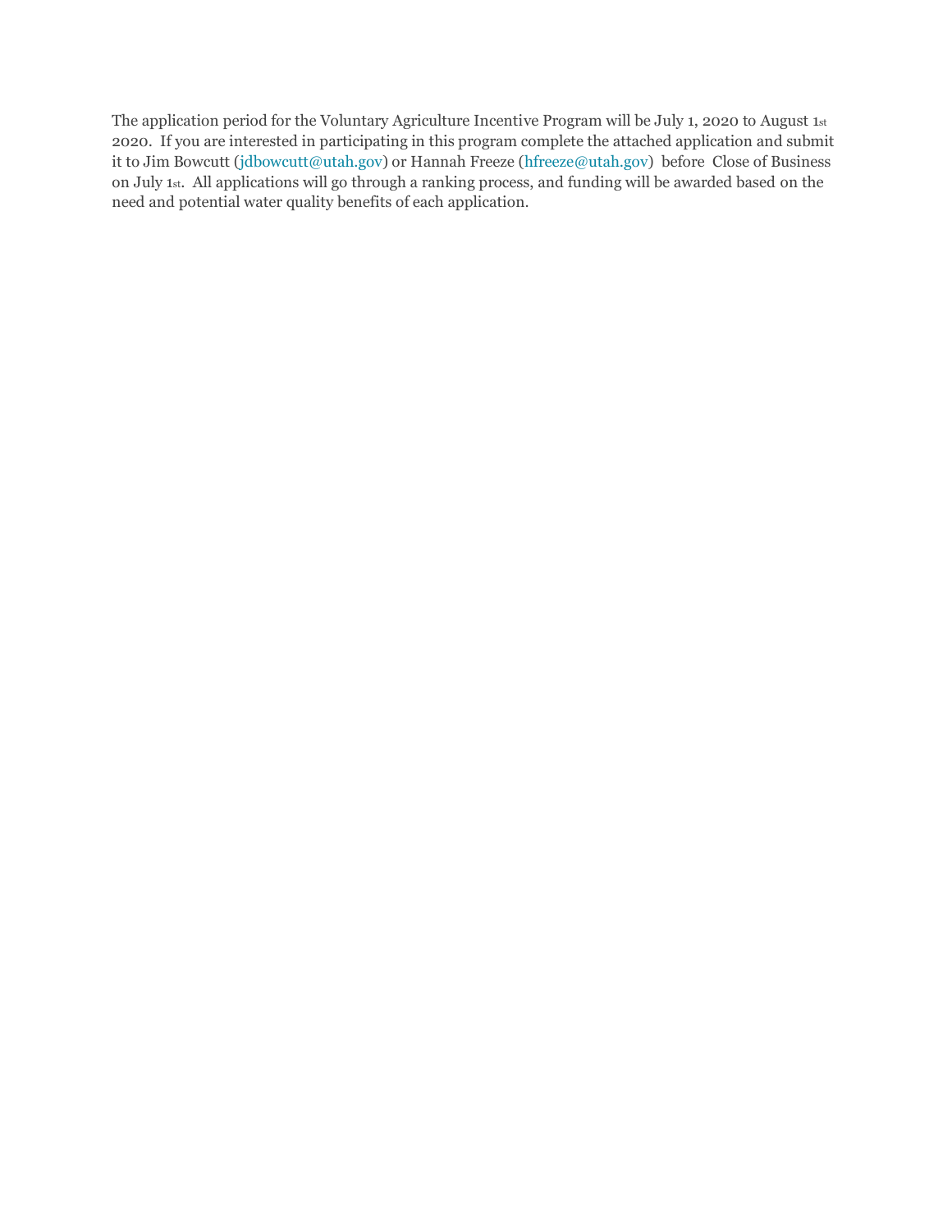The application period for the Voluntary Agriculture Incentive Program will be July 1, 2020 to August 1st 2020. If you are interested in participating in this program complete the attached application and submit it to Jim Bowcutt (jdbowcutt@utah.gov) or Hannah Freeze (hfreeze@utah.gov) before Close of Business on July 1st. All applications will go through a ranking process, and funding will be awarded based on the need and potential water quality benefits of each application.